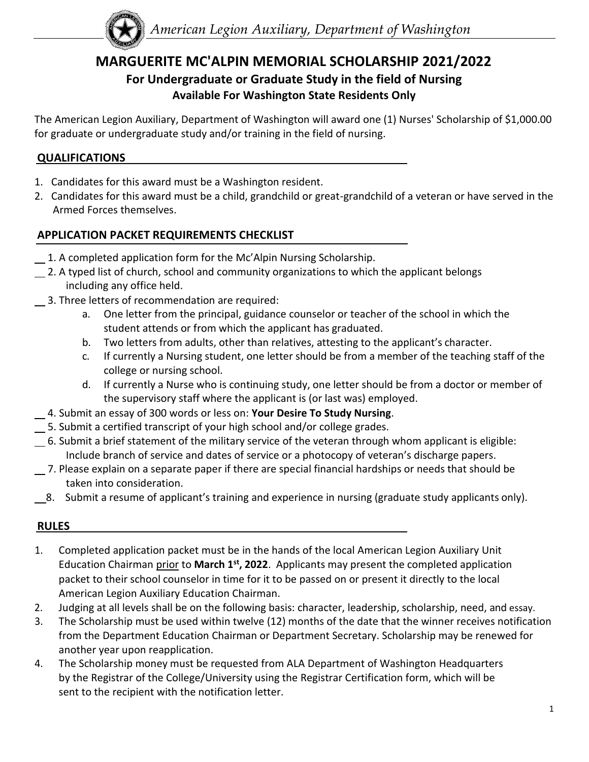*American Legion Auxiliary, Department of Washington*

# MARGUERITE MC'ALPIN MEMORIAL SCHOLARSHIP 2021/2022

## For Undergraduate or Graduate Study in the field of Nursing

### Available For Washington State Residents Only

The American Legion Auxiliary, Department of Washington will award one (1) Nurses' Scholarship of $1,000.00 for graduate or undergraduate study and/or training in the field of nursing.

## QUALIFICATIONS

1. Candidates for this award must be a Washington resident.
2. Candidates for this award must be a child, grandchild or great-grandchild of a veteran or have served in the Armed Forces themselves.

## APPLICATION PACKET REQUIREMENTS CHECKLIST

__ 1. A completed application form for the Mc'Alpin Nursing Scholarship.

__ 2. A typed list of church, school and community organizations to which the applicant belongs including any office held.

__ 3. Three letters of recommendation are required:

   a. One letter from the principal, guidance counselor or teacher of the school in which the student attends or from which the applicant has graduated.
   b. Two letters from adults, other than relatives, attesting to the applicant's character.
   c. If currently a Nursing student, one letter should be from a member of the teaching staff of the college or nursing school.
   d. If currently a Nurse who is continuing study, one letter should be from a doctor or member of the supervisory staff where the applicant is (or last was) employed.

__ 4. Submit an essay of 300 words or less on: **Your Desire To Study Nursing**.

__ 5. Submit a certified transcript of your high school and/or college grades.

__ 6. Submit a brief statement of the military service of the veteran through whom applicant is eligible: Include branch of service and dates of service or a photocopy of veteran's discharge papers.

__ 7. Please explain on a separate paper if there are special financial hardships or needs that should be taken into consideration.

__ 8. Submit a resume of applicant's training and experience in nursing (graduate study applicants only).

## RULES

1. Completed application packet must be in the hands of the local American Legion Auxiliary Unit Education Chairman prior to **March 1st, 2022**. Applicants may present the completed application packet to their school counselor in time for it to be passed on or present it directly to the local American Legion Auxiliary Education Chairman.
2. Judging at all levels shall be on the following basis: character, leadership, scholarship, need, and essay.
3. The Scholarship must be used within twelve (12) months of the date that the winner receives notification from the Department Education Chairman or Department Secretary. Scholarship may be renewed for another year upon reapplication.
4. The Scholarship money must be requested from ALA Department of Washington Headquarters by the Registrar of the College/University using the Registrar Certification form, which will be sent to the recipient with the notification letter.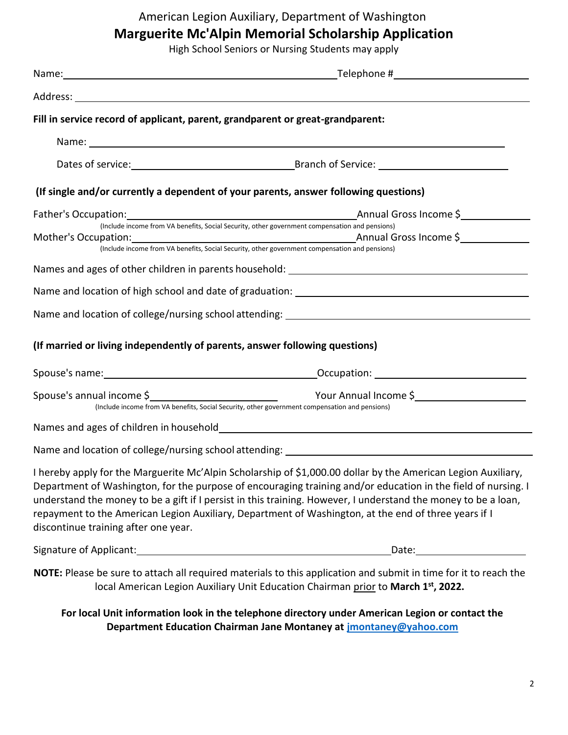American Legion Auxiliary, Department of Washington

# Marguerite Mc'Alpin Memorial Scholarship Application

High School Seniors or Nursing Students may apply

Name: ______________________________ Telephone # ______________________

Address: ______________________________________________________________

**Fill in service record of applicant, parent, grandparent or great-grandparent:**

Name: ______________________________________________________________

Dates of service: ______________________ Branch of Service: ______________________

**(If single and/or currently a dependent of your parents, answer following questions)**

Father's Occupation: ______________________________ Annual Gross Income $ ____________

(Include income from VA benefits, Social Security, other government compensation and pensions)

Mother's Occupation: ______________________________ Annual Gross Income $ ____________

(Include income from VA benefits, Social Security, other government compensation and pensions)

Names and ages of other children in parents household: ______________________________

Name and location of high school and date of graduation: ______________________________

Name and location of college/nursing school attending: ______________________________

**(If married or living independently of parents, answer following questions)**

Spouse's name: ______________________________ Occupation: ______________________

Spouse's annual income $ ____________________ Your Annual Income $ ____________________

(Include income from VA benefits, Social Security, other government compensation and pensions)

Names and ages of children in household ______________________________________

Name and location of college/nursing school attending: ______________________________

I hereby apply for the Marguerite Mc'Alpin Scholarship of $1,000.00 dollar by the American Legion Auxiliary, Department of Washington, for the purpose of encouraging training and/or education in the field of nursing. I understand the money to be a gift if I persist in this training. However, I understand the money to be a loan, repayment to the American Legion Auxiliary, Department of Washington, at the end of three years if I discontinue training after one year.

Signature of Applicant: ______________________________ Date: ____________________

**NOTE:** Please be sure to attach all required materials to this application and submit in time for it to reach the local American Legion Auxiliary Unit Education Chairman prior to **March 1st, 2022.**

**For local Unit information look in the telephone directory under American Legion or contact the Department Education Chairman Jane Montaney at [jmontaney@yahoo.com](mailto:jmontaney@yahoo.com)**